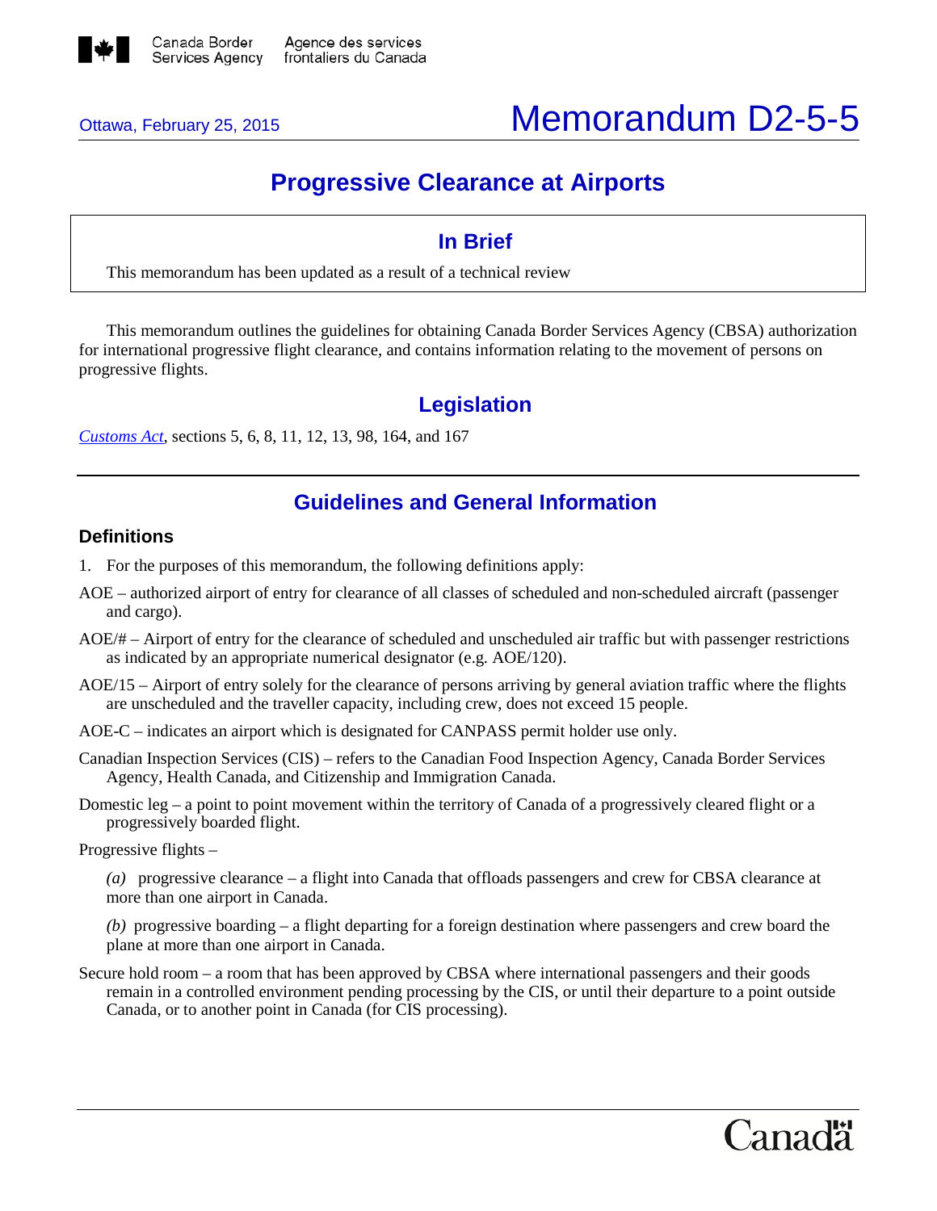Ottawa, February 25, 2015

# Memorandum D2-5-5

## Progressive Clearance at Airports

### In Brief

This memorandum has been updated as a result of a technical review

This memorandum outlines the guidelines for obtaining Canada Border Services Agency (CBSA) authorization for international progressive flight clearance, and contains information relating to the movement of persons on progressive flights.

## Legislation

*Customs Act*, sections 5, 6, 8, 11, 12, 13, 98, 164, and 167

## Guidelines and General Information

### Definitions

1. For the purposes of this memorandum, the following definitions apply:

AOE – authorized airport of entry for clearance of all classes of scheduled and non-scheduled aircraft (passenger and cargo).

AOE/# – Airport of entry for the clearance of scheduled and unscheduled air traffic but with passenger restrictions as indicated by an appropriate numerical designator (e.g. AOE/120).

AOE/15 – Airport of entry solely for the clearance of persons arriving by general aviation traffic where the flights are unscheduled and the traveller capacity, including crew, does not exceed 15 people.

AOE-C – indicates an airport which is designated for CANPASS permit holder use only.

Canadian Inspection Services (CIS) – refers to the Canadian Food Inspection Agency, Canada Border Services Agency, Health Canada, and Citizenship and Immigration Canada.

Domestic leg – a point to point movement within the territory of Canada of a progressively cleared flight or a progressively boarded flight.

Progressive flights –

*(a)* progressive clearance – a flight into Canada that offloads passengers and crew for CBSA clearance at more than one airport in Canada.

*(b)* progressive boarding – a flight departing for a foreign destination where passengers and crew board the plane at more than one airport in Canada.

Secure hold room – a room that has been approved by CBSA where international passengers and their goods remain in a controlled environment pending processing by the CIS, or until their departure to a point outside Canada, or to another point in Canada (for CIS processing).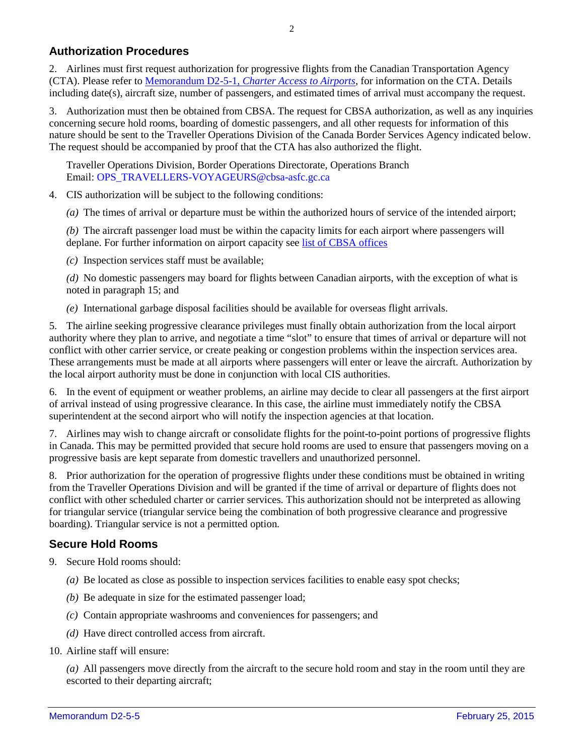## Authorization Procedures

2. Airlines must first request authorization for progressive flights from the Canadian Transportation Agency (CTA). Please refer to [Memorandum D2-5-1, *Charter Access to Airports*], for information on the CTA. Details including date(s), aircraft size, number of passengers, and estimated times of arrival must accompany the request.

3. Authorization must then be obtained from CBSA. The request for CBSA authorization, as well as any inquiries concerning secure hold rooms, boarding of domestic passengers, and all other requests for information of this nature should be sent to the Traveller Operations Division of the Canada Border Services Agency indicated below. The request should be accompanied by proof that the CTA has also authorized the flight.

   Traveller Operations Division, Border Operations Directorate, Operations Branch
   Email: OPS_TRAVELLERS-VOYAGEURS@cbsa-asfc.gc.ca

4. CIS authorization will be subject to the following conditions:

   *(a)* The times of arrival or departure must be within the authorized hours of service of the intended airport;

   *(b)* The aircraft passenger load must be within the capacity limits for each airport where passengers will deplane. For further information on airport capacity see [list of CBSA offices]

   *(c)* Inspection services staff must be available;

   *(d)* No domestic passengers may board for flights between Canadian airports, with the exception of what is noted in paragraph 15; and

   *(e)* International garbage disposal facilities should be available for overseas flight arrivals.

5. The airline seeking progressive clearance privileges must finally obtain authorization from the local airport authority where they plan to arrive, and negotiate a time "slot" to ensure that times of arrival or departure will not conflict with other carrier service, or create peaking or congestion problems within the inspection services area. These arrangements must be made at all airports where passengers will enter or leave the aircraft. Authorization by the local airport authority must be done in conjunction with local CIS authorities.

6. In the event of equipment or weather problems, an airline may decide to clear all passengers at the first airport of arrival instead of using progressive clearance. In this case, the airline must immediately notify the CBSA superintendent at the second airport who will notify the inspection agencies at that location.

7. Airlines may wish to change aircraft or consolidate flights for the point-to-point portions of progressive flights in Canada. This may be permitted provided that secure hold rooms are used to ensure that passengers moving on a progressive basis are kept separate from domestic travellers and unauthorized personnel.

8. Prior authorization for the operation of progressive flights under these conditions must be obtained in writing from the Traveller Operations Division and will be granted if the time of arrival or departure of flights does not conflict with other scheduled charter or carrier services. This authorization should not be interpreted as allowing for triangular service (triangular service being the combination of both progressive clearance and progressive boarding). Triangular service is not a permitted option.

## Secure Hold Rooms

9. Secure Hold rooms should:

   *(a)* Be located as close as possible to inspection services facilities to enable easy spot checks;

   *(b)* Be adequate in size for the estimated passenger load;

   *(c)* Contain appropriate washrooms and conveniences for passengers; and

   *(d)* Have direct controlled access from aircraft.

10. Airline staff will ensure:

   *(a)* All passengers move directly from the aircraft to the secure hold room and stay in the room until they are escorted to their departing aircraft;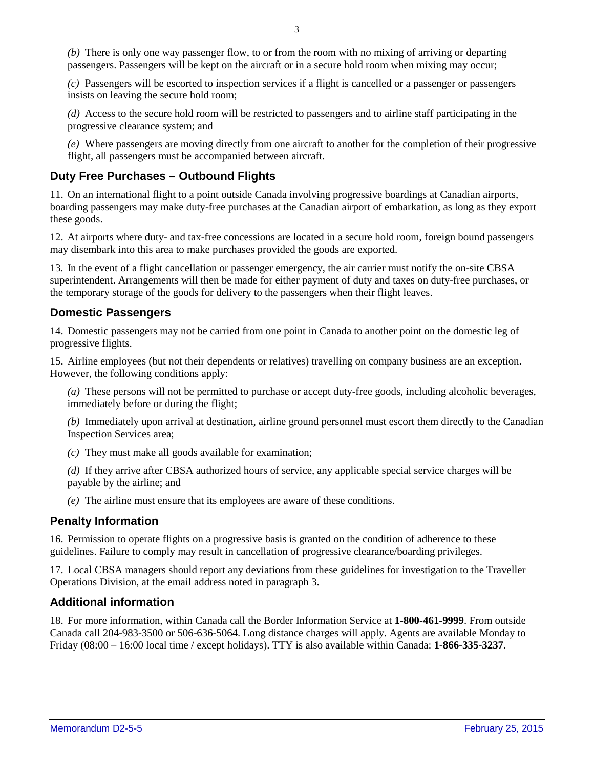*(b)* There is only one way passenger flow, to or from the room with no mixing of arriving or departing passengers. Passengers will be kept on the aircraft or in a secure hold room when mixing may occur;

*(c)* Passengers will be escorted to inspection services if a flight is cancelled or a passenger or passengers insists on leaving the secure hold room;

*(d)* Access to the secure hold room will be restricted to passengers and to airline staff participating in the progressive clearance system; and

*(e)* Where passengers are moving directly from one aircraft to another for the completion of their progressive flight, all passengers must be accompanied between aircraft.

## Duty Free Purchases – Outbound Flights

11. On an international flight to a point outside Canada involving progressive boardings at Canadian airports, boarding passengers may make duty-free purchases at the Canadian airport of embarkation, as long as they export these goods.

12. At airports where duty- and tax-free concessions are located in a secure hold room, foreign bound passengers may disembark into this area to make purchases provided the goods are exported.

13. In the event of a flight cancellation or passenger emergency, the air carrier must notify the on-site CBSA superintendent. Arrangements will then be made for either payment of duty and taxes on duty-free purchases, or the temporary storage of the goods for delivery to the passengers when their flight leaves.

## Domestic Passengers

14. Domestic passengers may not be carried from one point in Canada to another point on the domestic leg of progressive flights.

15. Airline employees (but not their dependents or relatives) travelling on company business are an exception. However, the following conditions apply:

*(a)* These persons will not be permitted to purchase or accept duty-free goods, including alcoholic beverages, immediately before or during the flight;

*(b)* Immediately upon arrival at destination, airline ground personnel must escort them directly to the Canadian Inspection Services area;

*(c)* They must make all goods available for examination;

*(d)* If they arrive after CBSA authorized hours of service, any applicable special service charges will be payable by the airline; and

*(e)* The airline must ensure that its employees are aware of these conditions.

## Penalty Information

16. Permission to operate flights on a progressive basis is granted on the condition of adherence to these guidelines. Failure to comply may result in cancellation of progressive clearance/boarding privileges.

17. Local CBSA managers should report any deviations from these guidelines for investigation to the Traveller Operations Division, at the email address noted in paragraph 3.

## Additional information

18. For more information, within Canada call the Border Information Service at **1-800-461-9999**. From outside Canada call 204-983-3500 or 506-636-5064. Long distance charges will apply. Agents are available Monday to Friday (08:00 – 16:00 local time / except holidays). TTY is also available within Canada: **1-866-335-3237**.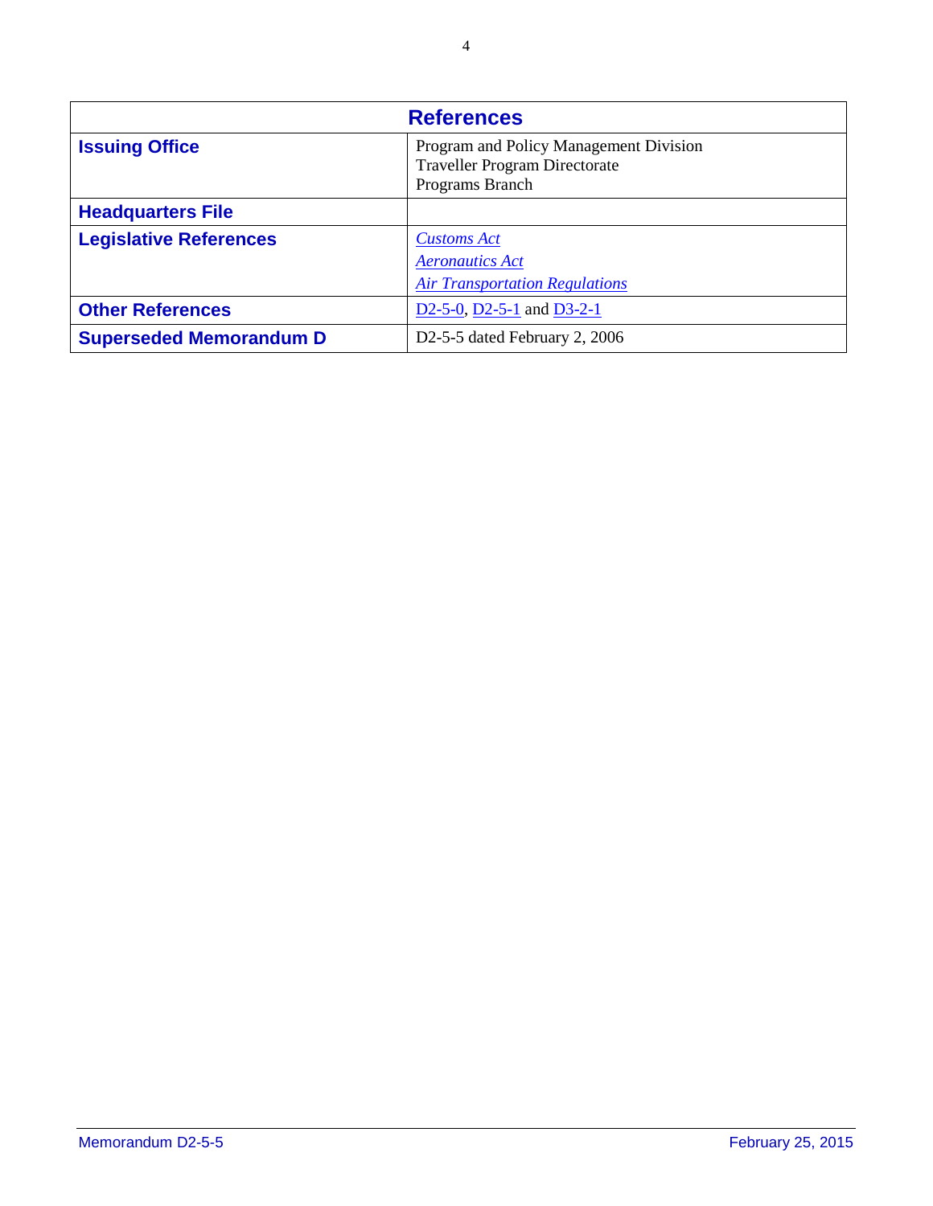| References | |
|---|---|
| **Issuing Office** | Program and Policy Management Division<br>Traveller Program Directorate<br>Programs Branch |
| **Headquarters File** | |
| **Legislative References** | *Customs Act*<br>*Aeronautics Act*<br>*Air Transportation Regulations* |
| **Other References** | D2-5-0, D2-5-1 and D3-2-1 |
| **Superseded Memorandum D** | D2-5-5 dated February 2, 2006 |